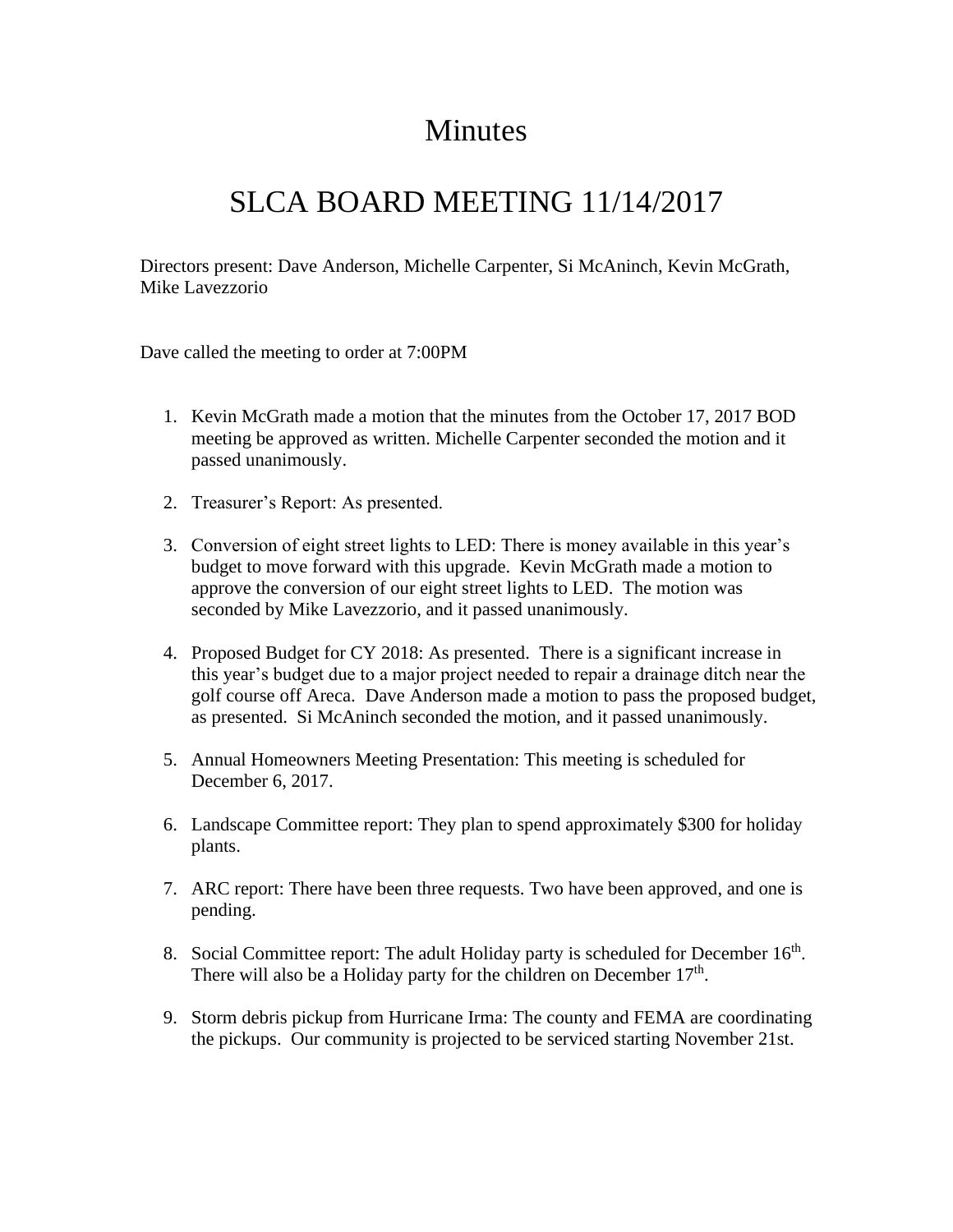# Minutes

# SLCA BOARD MEETING 11/14/2017

Directors present: Dave Anderson, Michelle Carpenter, Si McAninch, Kevin McGrath, Mike Lavezzorio

Dave called the meeting to order at 7:00PM

1. Kevin McGrath made a motion that the minutes from the October 17, 2017 BOD meeting be approved as written. Michelle Carpenter seconded the motion and it passed unanimously.

2. Treasurer's Report: As presented.

3. Conversion of eight street lights to LED: There is money available in this year's budget to move forward with this upgrade. Kevin McGrath made a motion to approve the conversion of our eight street lights to LED. The motion was seconded by Mike Lavezzorio, and it passed unanimously.

4. Proposed Budget for CY 2018: As presented. There is a significant increase in this year's budget due to a major project needed to repair a drainage ditch near the golf course off Areca. Dave Anderson made a motion to pass the proposed budget, as presented. Si McAninch seconded the motion, and it passed unanimously.

5. Annual Homeowners Meeting Presentation: This meeting is scheduled for December 6, 2017.

6. Landscape Committee report: They plan to spend approximately $300 for holiday plants.

7. ARC report: There have been three requests. Two have been approved, and one is pending.

8. Social Committee report: The adult Holiday party is scheduled for December 16th. There will also be a Holiday party for the children on December 17th.

9. Storm debris pickup from Hurricane Irma: The county and FEMA are coordinating the pickups. Our community is projected to be serviced starting November 21st.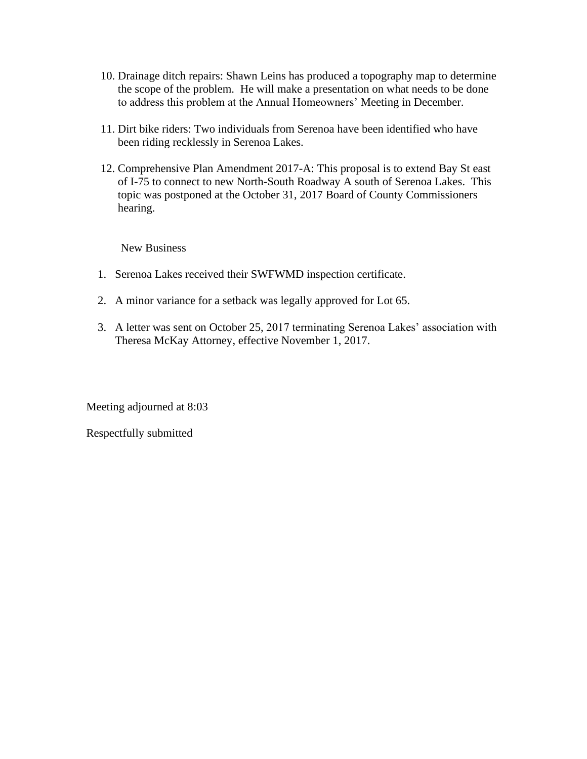10. Drainage ditch repairs: Shawn Leins has produced a topography map to determine the scope of the problem. He will make a presentation on what needs to be done to address this problem at the Annual Homeowners' Meeting in December.

11. Dirt bike riders: Two individuals from Serenoa have been identified who have been riding recklessly in Serenoa Lakes.

12. Comprehensive Plan Amendment 2017-A: This proposal is to extend Bay St east of I-75 to connect to new North-South Roadway A south of Serenoa Lakes. This topic was postponed at the October 31, 2017 Board of County Commissioners hearing.

New Business

1. Serenoa Lakes received their SWFWMD inspection certificate.

2. A minor variance for a setback was legally approved for Lot 65.

3. A letter was sent on October 25, 2017 terminating Serenoa Lakes' association with Theresa McKay Attorney, effective November 1, 2017.

Meeting adjourned at 8:03

Respectfully submitted